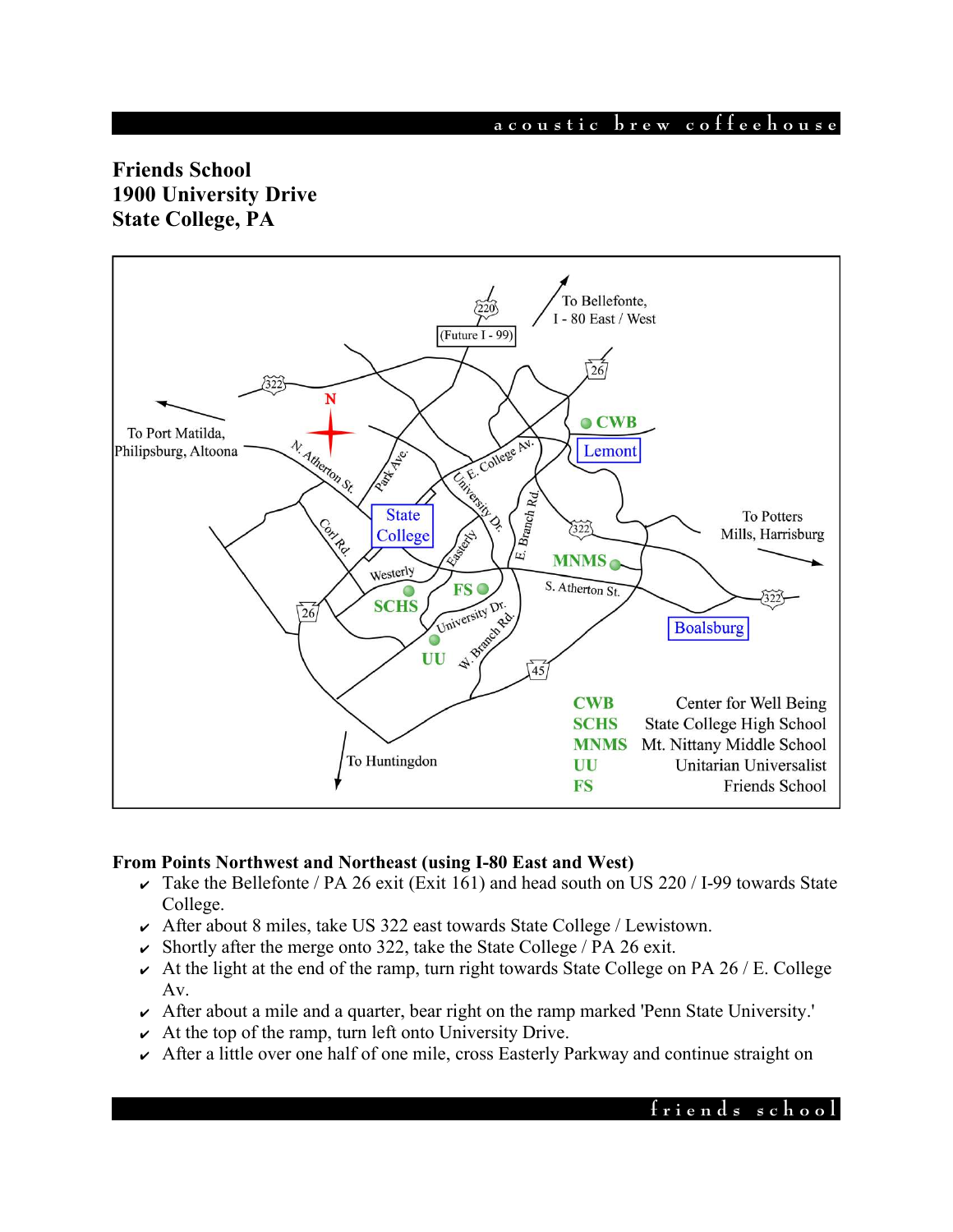**Friends School**
**1900 University Drive**
**State College, PA**

| | |
|---|---|
| CWB | Center for Well Being |
| SCHS | State College High School |
| MNMS | Mt. Nittany Middle School |
| UU | Unitarian Universalist |
| FS | Friends School |

### From Points Northwest and Northeast (using I-80 East and West)

- Take the Bellefonte / PA 26 exit (Exit 161) and head south on US 220 / I-99 towards State College.
- After about 8 miles, take US 322 east towards State College / Lewistown.
- Shortly after the merge onto 322, take the State College / PA 26 exit.
- At the light at the end of the ramp, turn right towards State College on PA 26 / E. College Av.
- After about a mile and a quarter, bear right on the ramp marked 'Penn State University.'
- At the top of the ramp, turn left onto University Drive.
- After a little over one half of one mile, cross Easterly Parkway and continue straight on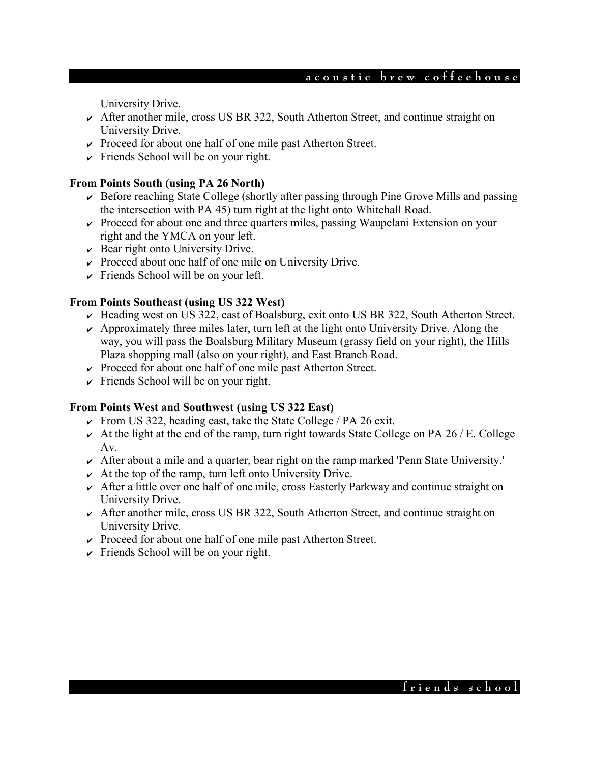University Drive.

- After another mile, cross US BR 322, South Atherton Street, and continue straight on University Drive.
- Proceed for about one half of one mile past Atherton Street.
- Friends School will be on your right.

**From Points South (using PA 26 North)**

- Before reaching State College (shortly after passing through Pine Grove Mills and passing the intersection with PA 45) turn right at the light onto Whitehall Road.
- Proceed for about one and three quarters miles, passing Waupelani Extension on your right and the YMCA on your left.
- Bear right onto University Drive.
- Proceed about one half of one mile on University Drive.
- Friends School will be on your left.

**From Points Southeast (using US 322 West)**

- Heading west on US 322, east of Boalsburg, exit onto US BR 322, South Atherton Street.
- Approximately three miles later, turn left at the light onto University Drive. Along the way, you will pass the Boalsburg Military Museum (grassy field on your right), the Hills Plaza shopping mall (also on your right), and East Branch Road.
- Proceed for about one half of one mile past Atherton Street.
- Friends School will be on your right.

**From Points West and Southwest (using US 322 East)**

- From US 322, heading east, take the State College / PA 26 exit.
- At the light at the end of the ramp, turn right towards State College on PA 26 / E. College Av.
- After about a mile and a quarter, bear right on the ramp marked 'Penn State University.'
- At the top of the ramp, turn left onto University Drive.
- After a little over one half of one mile, cross Easterly Parkway and continue straight on University Drive.
- After another mile, cross US BR 322, South Atherton Street, and continue straight on University Drive.
- Proceed for about one half of one mile past Atherton Street.
- Friends School will be on your right.